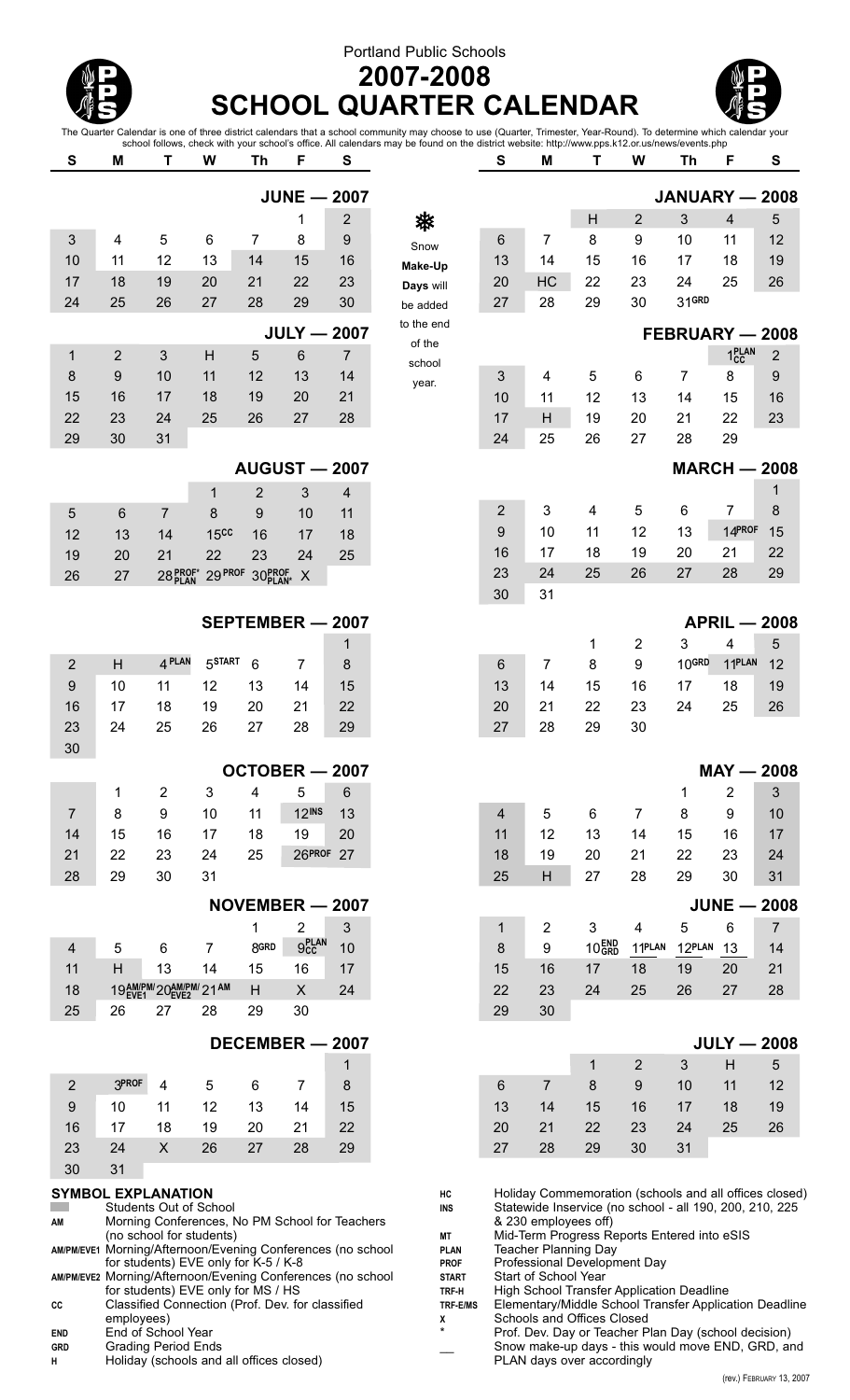Portland Public Schools

# 2007-2008 SCHOOL QUARTER CALENDAR

The Quarter Calendar is one of three district calendars that a school community may choose to use (Quarter, Trimester, Year-Round). To determine which calendar your school follows, check with your school's office. All calendars may be found on the district website: http://www.pps.k12.or.us/news/events.php

### JUNE — 2007

| S | M | T | W | Th | F | S |
|---|---|---|---|---|---|---|
| | | | | | 1 | 2 |
| 3 | 4 | 5 | 6 | 7 | 8 | 9 |
| 10 | 11 | 12 | 13 | 14 | 15 | 16 |
| 17 | 18 | 19 | 20 | 21 | 22 | 23 |
| 24 | 25 | 26 | 27 | 28 | 29 | 30 |

### JULY — 2007

| S | M | T | W | Th | F | S |
|---|---|---|---|---|---|---|
| 1 | 2 | 3 | H | 5 | 6 | 7 |
| 8 | 9 | 10 | 11 | 12 | 13 | 14 |
| 15 | 16 | 17 | 18 | 19 | 20 | 21 |
| 22 | 23 | 24 | 25 | 26 | 27 | 28 |
| 29 | 30 | 31 | | | | |

### AUGUST — 2007

| S | M | T | W | Th | F | S |
|---|---|---|---|---|---|---|
| | | | 1 | 2 | 3 | 4 |
| 5 | 6 | 7 | 8 | 9 | 10 | 11 |
| 12 | 13 | 14 | 15 CC | 16 | 17 | 18 |
| 19 | 20 | 21 | 22 | 23 | 24 | 25 |
| 26 | 27 | 28 PROF* PLAN | 29 PROF | 30 PROF PLAN* | X | |

### SEPTEMBER — 2007

| S | M | T | W | Th | F | S |
|---|---|---|---|---|---|---|
| | | | | | | 1 |
| 2 | H | 4 PLAN | 5 START | 6 | 7 | 8 |
| 9 | 10 | 11 | 12 | 13 | 14 | 15 |
| 16 | 17 | 18 | 19 | 20 | 21 | 22 |
| 23 | 24 | 25 | 26 | 27 | 28 | 29 |
| 30 | | | | | | |

### OCTOBER — 2007

| S | M | T | W | Th | F | S |
|---|---|---|---|---|---|---|
| | 1 | 2 | 3 | 4 | 5 | 6 |
| 7 | 8 | 9 | 10 | 11 | 12 INS | 13 |
| 14 | 15 | 16 | 17 | 18 | 19 | 20 |
| 21 | 22 | 23 | 24 | 25 | 26 PROF | 27 |
| 28 | 29 | 30 | 31 | | | |

### NOVEMBER — 2007

| S | M | T | W | Th | F | S |
|---|---|---|---|---|---|---|
| | | | | 1 | 2 | 3 |
| 4 | 5 | 6 | 7 | 8 GRD | 9 PLAN CC | 10 |
| 11 | H | 13 | 14 | 15 | 16 | 17 |
| 18 | 19 AM/PM/EVE1 | 20 AM/PM/EVE2 | 21 AM | H | X | 24 |
| 25 | 26 | 27 | 28 | 29 | 30 | |

### DECEMBER — 2007

| S | M | T | W | Th | F | S |
|---|---|---|---|---|---|---|
| | | | | | | 1 |
| 2 | 3 PROF | 4 | 5 | 6 | 7 | 8 |
| 9 | 10 | 11 | 12 | 13 | 14 | 15 |
| 16 | 17 | 18 | 19 | 20 | 21 | 22 |
| 23 | 24 | X | 26 | 27 | 28 | 29 |
| 30 | 31 | | | | | |

Snow Make-Up Days will be added to the end of the school year.

### JANUARY — 2008

| S | M | T | W | Th | F | S |
|---|---|---|---|---|---|---|
| | | H | 2 | 3 | 4 | 5 |
| 6 | 7 | 8 | 9 | 10 | 11 | 12 |
| 13 | 14 | 15 | 16 | 17 | 18 | 19 |
| 20 | HC | 22 | 23 | 24 | 25 | 26 |
| 27 | 28 | 29 | 30 | 31 GRD | | |

### FEBRUARY — 2008

| S | M | T | W | Th | F | S |
|---|---|---|---|---|---|---|
| | | | | | 1 PLAN CC | 2 |
| 3 | 4 | 5 | 6 | 7 | 8 | 9 |
| 10 | 11 | 12 | 13 | 14 | 15 | 16 |
| 17 | H | 19 | 20 | 21 | 22 | 23 |
| 24 | 25 | 26 | 27 | 28 | 29 | |

### MARCH — 2008

| S | M | T | W | Th | F | S |
|---|---|---|---|---|---|---|
| | | | | | | 1 |
| 2 | 3 | 4 | 5 | 6 | 7 | 8 |
| 9 | 10 | 11 | 12 | 13 | 14 PROF | 15 |
| 16 | 17 | 18 | 19 | 20 | 21 | 22 |
| 23 | 24 | 25 | 26 | 27 | 28 | 29 |
| 30 | 31 | | | | | |

### APRIL — 2008

| S | M | T | W | Th | F | S |
|---|---|---|---|---|---|---|
| | | 1 | 2 | 3 | 4 | 5 |
| 6 | 7 | 8 | 9 | 10 GRD | 11 PLAN | 12 |
| 13 | 14 | 15 | 16 | 17 | 18 | 19 |
| 20 | 21 | 22 | 23 | 24 | 25 | 26 |
| 27 | 28 | 29 | 30 | | | |

### MAY — 2008

| S | M | T | W | Th | F | S |
|---|---|---|---|---|---|---|
| | | | | 1 | 2 | 3 |
| 4 | 5 | 6 | 7 | 8 | 9 | 10 |
| 11 | 12 | 13 | 14 | 15 | 16 | 17 |
| 18 | 19 | 20 | 21 | 22 | 23 | 24 |
| 25 | H | 27 | 28 | 29 | 30 | 31 |

### JUNE — 2008

| S | M | T | W | Th | F | S |
|---|---|---|---|---|---|---|
| 1 | 2 | 3 | 4 | 5 | 6 | 7 |
| 8 | 9 | 10 END GRD | 11 PLAN | 12 PLAN | 13 | 14 |
| 15 | 16 | 17 | 18 | 19 | 20 | 21 |
| 22 | 23 | 24 | 25 | 26 | 27 | 28 |
| 29 | 30 | | | | | |

### JULY — 2008

| S | M | T | W | Th | F | S |
|---|---|---|---|---|---|---|
| | | 1 | 2 | 3 | H | 5 |
| 6 | 7 | 8 | 9 | 10 | 11 | 12 |
| 13 | 14 | 15 | 16 | 17 | 18 | 19 |
| 20 | 21 | 22 | 23 | 24 | 25 | 26 |
| 27 | 28 | 29 | 30 | 31 | | |

## SYMBOL EXPLANATION

- (shaded) Students Out of School
- **AM** Morning Conferences, No PM School for Teachers (no school for students)
- **AM/PM/EVE1** Morning/Afternoon/Evening Conferences (no school for students) EVE only for K-5 / K-8
- **AM/PM/EVE2** Morning/Afternoon/Evening Conferences (no school for students) EVE only for MS / HS
- **CC** Classified Connection (Prof. Dev. for classified employees)
- **END** End of School Year
- **GRD** Grading Period Ends
- **H** Holiday (schools and all offices closed)
- **HC** Holiday Commemoration (schools and all offices closed)
- **INS** Statewide Inservice (no school - all 190, 200, 210, 225 & 230 employees off)
- **MT** Mid-Term Progress Reports Entered into eSIS
- **PLAN** Teacher Planning Day
- **PROF** Professional Development Day
- **START** Start of School Year
- **TRF-H** High School Transfer Application Deadline
- **TRF-E/MS** Elementary/Middle School Transfer Application Deadline
- **X** Schools and Offices Closed
- **\*** Prof. Dev. Day or Teacher Plan Day (school decision)
- **__** Snow make-up days - this would move END, GRD, and PLAN days over accordingly

(rev.) February 13, 2007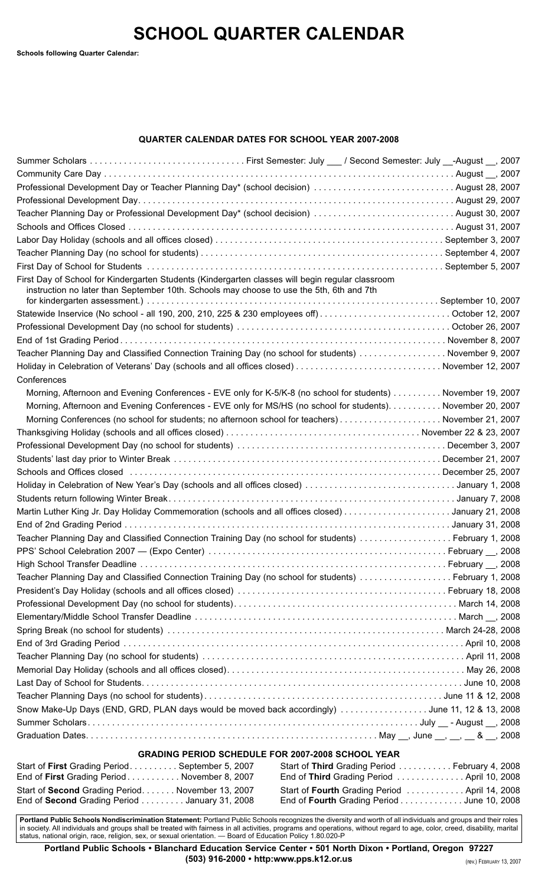# SCHOOL QUARTER CALENDAR

**Schools following Quarter Calendar:**

### QUARTER CALENDAR DATES FOR SCHOOL YEAR 2007-2008

| | |
|---|---|
| Summer Scholars | First Semester: July ___ / Second Semester: July __-August __, 2007 |
| Community Care Day | August __, 2007 |
| Professional Development Day or Teacher Planning Day* (school decision) | August 28, 2007 |
| Professional Development Day | August 29, 2007 |
| Teacher Planning Day or Professional Development Day* (school decision) | August 30, 2007 |
| Schools and Offices Closed | August 31, 2007 |
| Labor Day Holiday (schools and all offices closed) | September 3, 2007 |
| Teacher Planning Day (no school for students) | September 4, 2007 |
| First Day of School for Students | September 5, 2007 |
| First Day of School for Kindergarten Students (Kindergarten classes will begin regular classroom instruction no later than September 10th. Schools may choose to use the 5th, 6th and 7th for kindergarten assessment.) | September 10, 2007 |
| Statewide Inservice (No school - all 190, 200, 210, 225 & 230 employees off) | October 12, 2007 |
| Professional Development Day (no school for students) | October 26, 2007 |
| End of 1st Grading Period | November 8, 2007 |
| Teacher Planning Day and Classified Connection Training Day (no school for students) | November 9, 2007 |
| Holiday in Celebration of Veterans' Day (schools and all offices closed) | November 12, 2007 |
| Conferences | |
| Morning, Afternoon and Evening Conferences - EVE only for K-5/K-8 (no school for students) | November 19, 2007 |
| Morning, Afternoon and Evening Conferences - EVE only for MS/HS (no school for students) | November 20, 2007 |
| Morning Conferences (no school for students; no afternoon school for teachers) | November 21, 2007 |
| Thanksgiving Holiday (schools and all offices closed) | November 22 & 23, 2007 |
| Professional Development Day (no school for students) | December 3, 2007 |
| Students' last day prior to Winter Break | December 21, 2007 |
| Schools and Offices closed | December 25, 2007 |
| Holiday in Celebration of New Year's Day (schools and all offices closed) | January 1, 2008 |
| Students return following Winter Break | January 7, 2008 |
| Martin Luther King Jr. Day Holiday Commemoration (schools and all offices closed) | January 21, 2008 |
| End of 2nd Grading Period | January 31, 2008 |
| Teacher Planning Day and Classified Connection Training Day (no school for students) | February 1, 2008 |
| PPS' School Celebration 2007 — (Expo Center) | February __, 2008 |
| High School Transfer Deadline | February __, 2008 |
| Teacher Planning Day and Classified Connection Training Day (no school for students) | February 1, 2008 |
| President's Day Holiday (schools and all offices closed) | February 18, 2008 |
| Professional Development Day (no school for students) | March 14, 2008 |
| Elementary/Middle School Transfer Deadline | March __, 2008 |
| Spring Break (no school for students) | March 24-28, 2008 |
| End of 3rd Grading Period | April 10, 2008 |
| Teacher Planning Day (no school for students) | April 11, 2008 |
| Memorial Day Holiday (schools and all offices closed) | May 26, 2008 |
| Last Day of School for Students | June 10, 2008 |
| Teacher Planning Days (no school for students) | June 11 & 12, 2008 |
| Snow Make-Up Days (END, GRD, PLAN days would be moved back accordingly) | June 11, 12 & 13, 2008 |
| Summer Scholars | July __ - August __, 2008 |
| Graduation Dates | May __, June __, __, __ & __, 2008 |

### GRADING PERIOD SCHEDULE FOR 2007-2008 SCHOOL YEAR

| | |
|---|---|
| Start of **First** Grading Period | September 5, 2007 |
| End of **First** Grading Period | November 8, 2007 |
| Start of **Second** Grading Period | November 13, 2007 |
| End of **Second** Grading Period | January 31, 2008 |
| Start of **Third** Grading Period | February 4, 2008 |
| End of **Third** Grading Period | April 10, 2008 |
| Start of **Fourth** Grading Period | April 14, 2008 |
| End of **Fourth** Grading Period | June 10, 2008 |

**Portland Public Schools Nondiscrimination Statement:** Portland Public Schools recognizes the diversity and worth of all individuals and groups and their roles in society. All individuals and groups shall be treated with fairness in all activities, programs and operations, without regard to age, color, creed, disability, marital status, national origin, race, religion, sex, or sexual orientation. — Board of Education Policy 1.80.020-P

**Portland Public Schools • Blanchard Education Service Center • 501 North Dixon • Portland, Oregon 97227**
**(503) 916-2000 • http:www.pps.k12.or.us**

(rev.) February 13, 2007